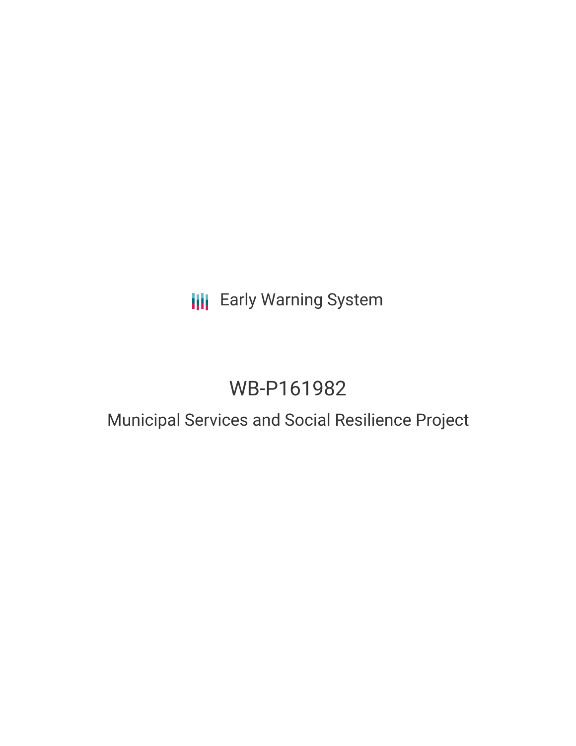Early Warning System

# WB-P161982

## Municipal Services and Social Resilience Project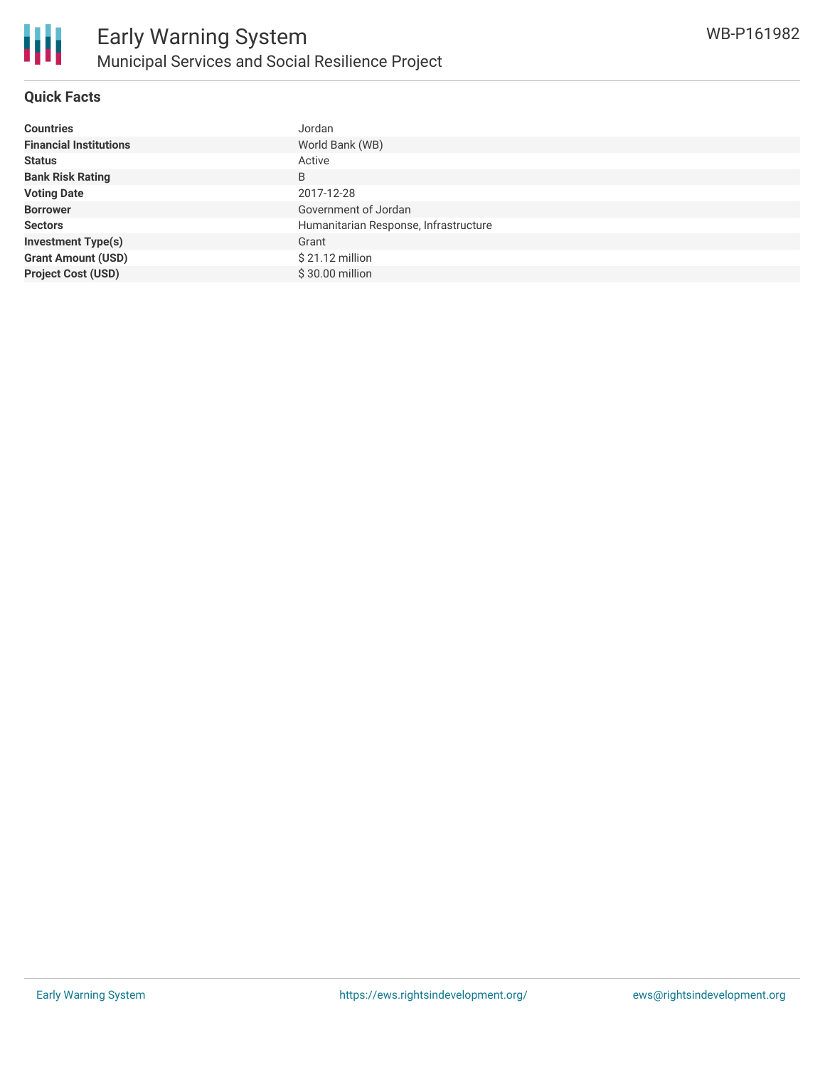# Early Warning System

## Municipal Services and Social Resilience Project

WB-P161982

### Quick Facts

| | |
|---|---|
| **Countries** | Jordan |
| **Financial Institutions** | World Bank (WB) |
| **Status** | Active |
| **Bank Risk Rating** | B |
| **Voting Date** | 2017-12-28 |
| **Borrower** | Government of Jordan |
| **Sectors** | Humanitarian Response, Infrastructure |
| **Investment Type(s)** | Grant |
| **Grant Amount (USD)** | $ 21.12 million |
| **Project Cost (USD)** | $ 30.00 million |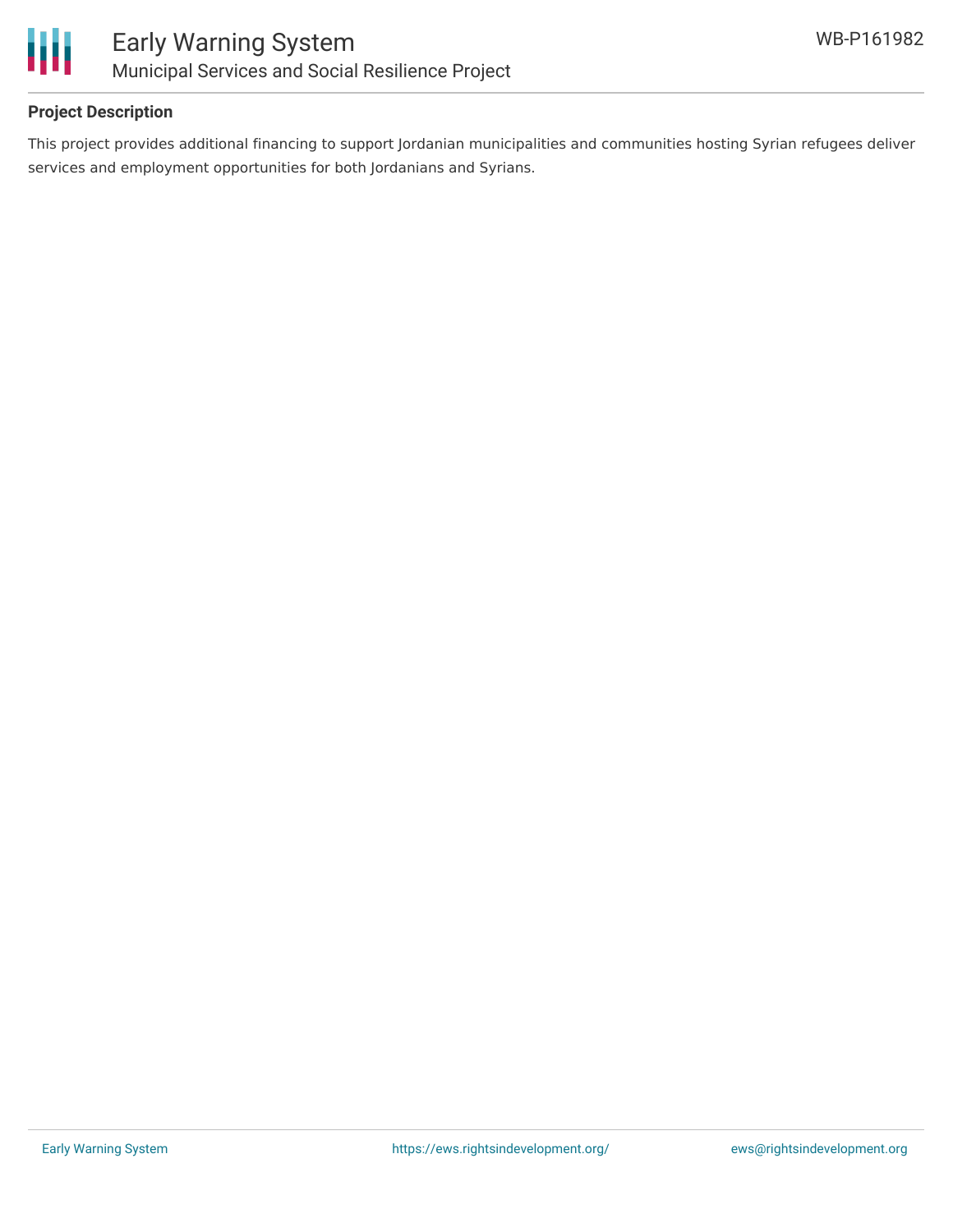## Project Description

This project provides additional financing to support Jordanian municipalities and communities hosting Syrian refugees deliver services and employment opportunities for both Jordanians and Syrians.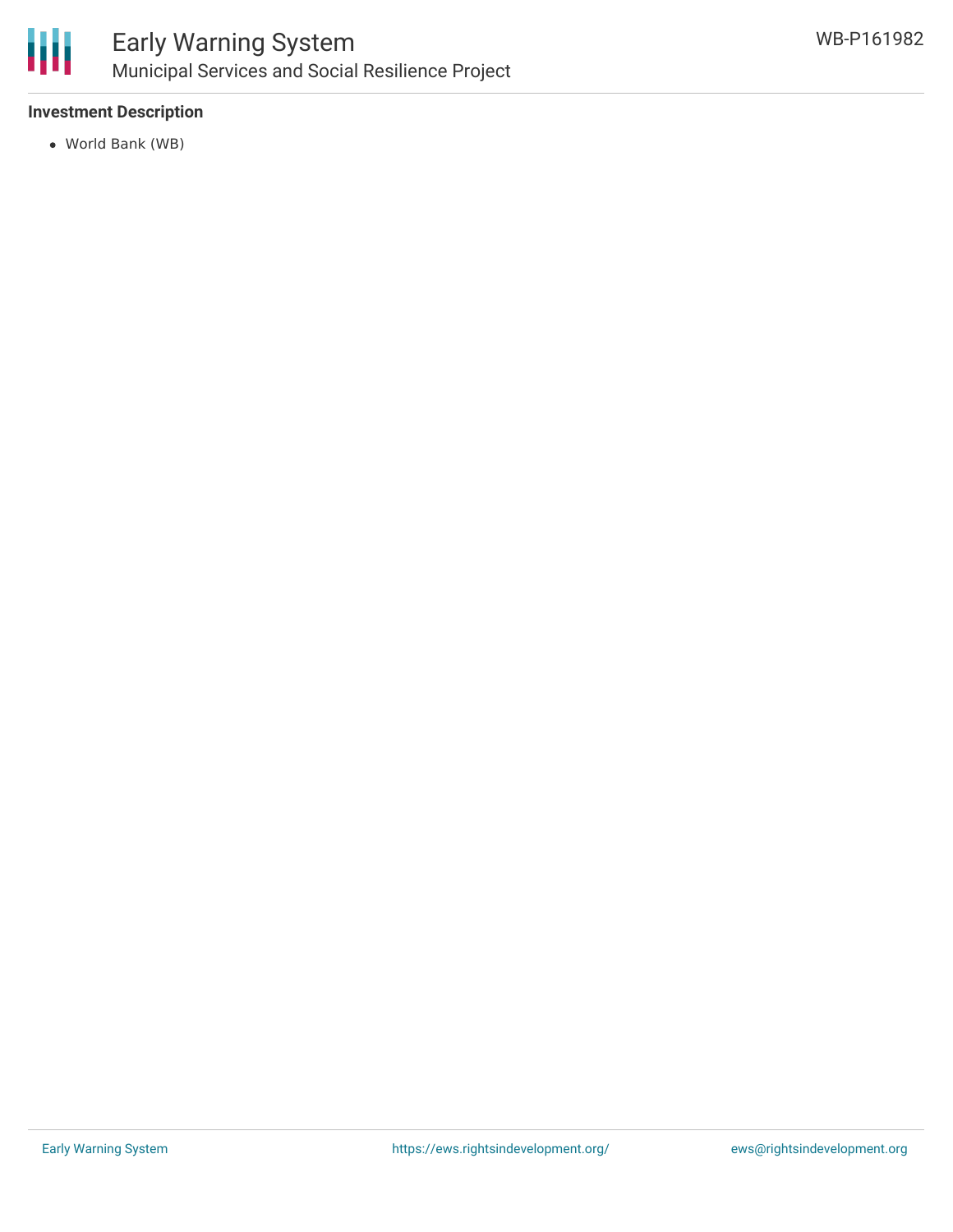**Investment Description**

- World Bank (WB)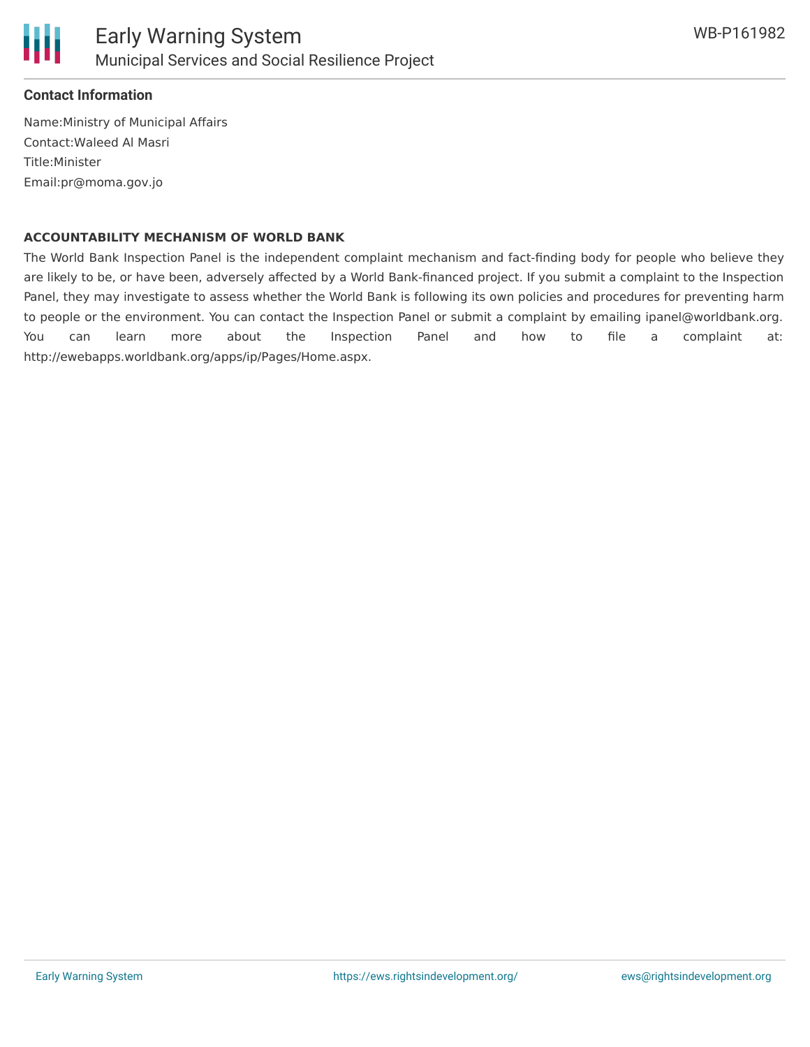### Contact Information

Name:Ministry of Municipal Affairs
Contact:Waleed Al Masri
Title:Minister
Email:pr@moma.gov.jo

**ACCOUNTABILITY MECHANISM OF WORLD BANK**

The World Bank Inspection Panel is the independent complaint mechanism and fact-finding body for people who believe they are likely to be, or have been, adversely affected by a World Bank-financed project. If you submit a complaint to the Inspection Panel, they may investigate to assess whether the World Bank is following its own policies and procedures for preventing harm to people or the environment. You can contact the Inspection Panel or submit a complaint by emailing ipanel@worldbank.org. You can learn more about the Inspection Panel and how to file a complaint at: http://ewebapps.worldbank.org/apps/ip/Pages/Home.aspx.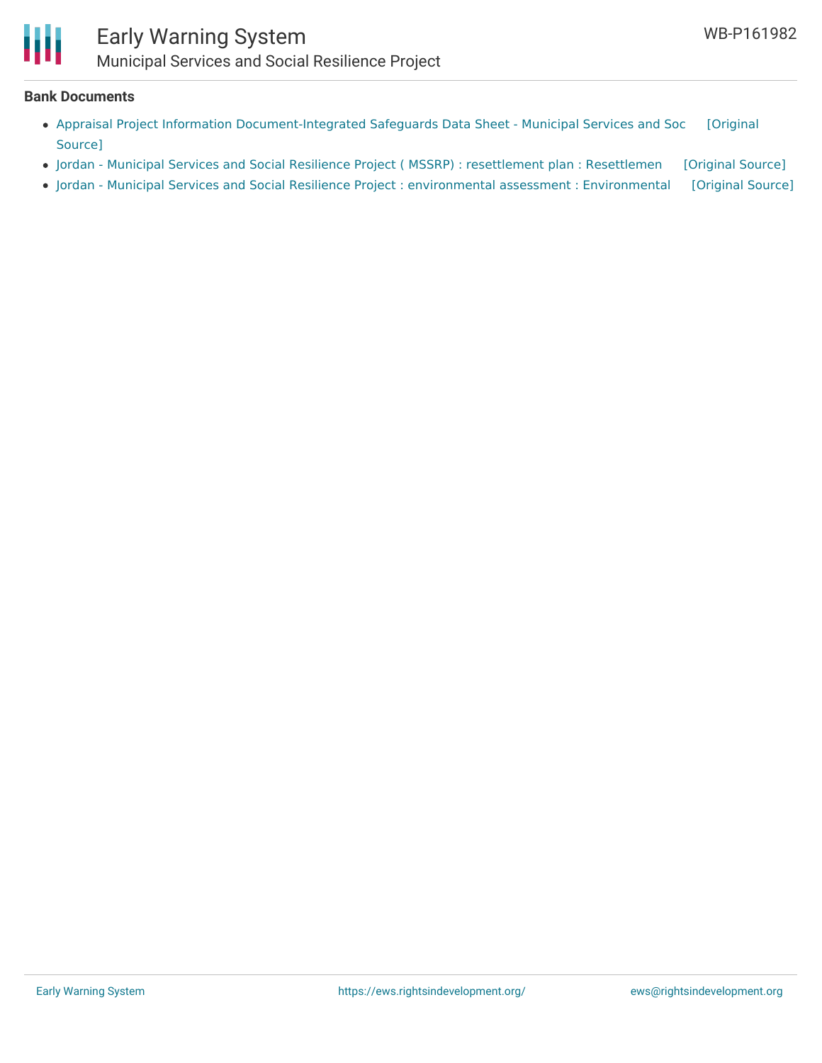**Bank Documents**

- Appraisal Project Information Document-Integrated Safeguards Data Sheet - Municipal Services and Soc [Original Source]
- Jordan - Municipal Services and Social Resilience Project ( MSSRP) : resettlement plan : Resettlemen [Original Source]
- Jordan - Municipal Services and Social Resilience Project : environmental assessment : Environmental [Original Source]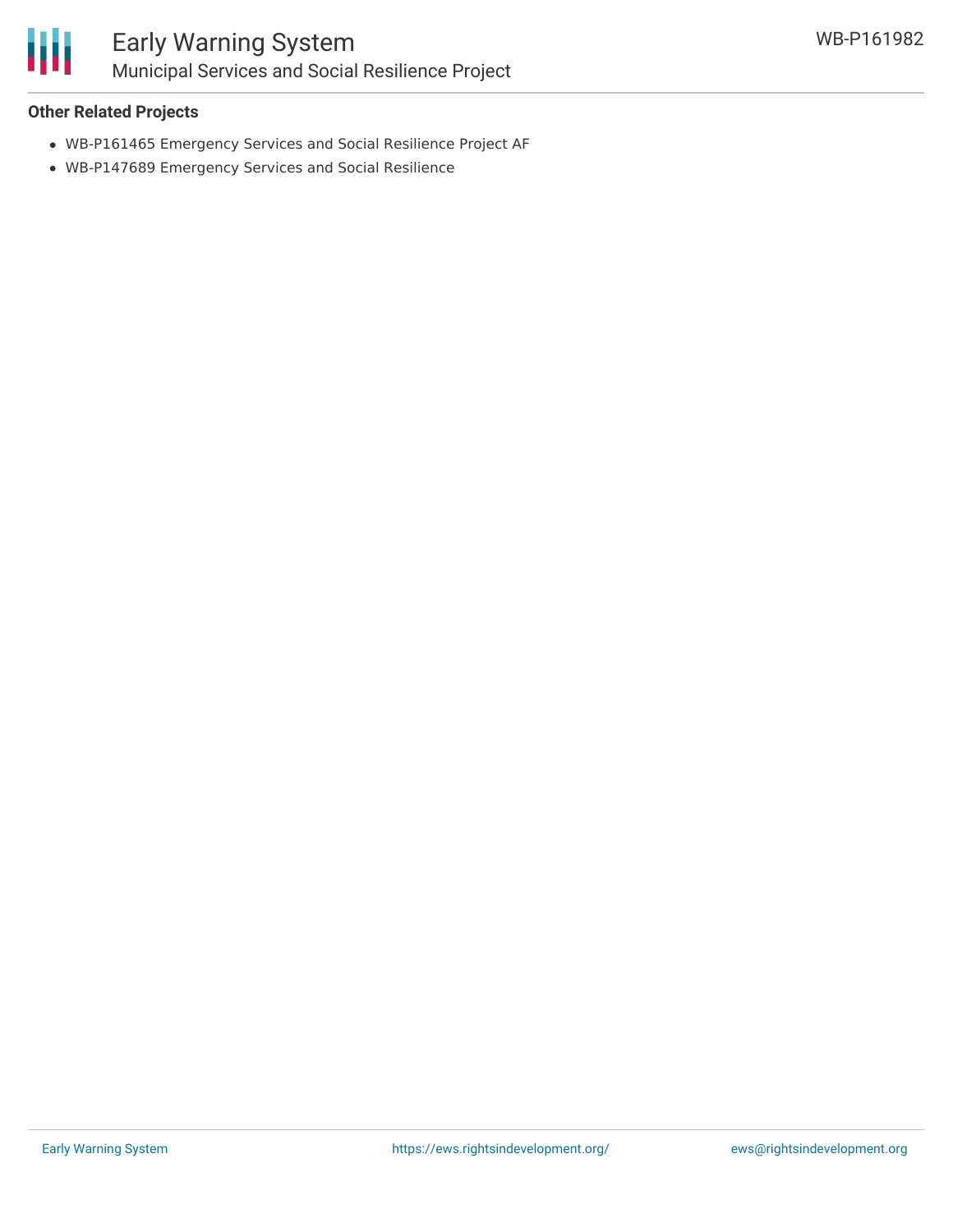**Other Related Projects**

- WB-P161465 Emergency Services and Social Resilience Project AF
- WB-P147689 Emergency Services and Social Resilience